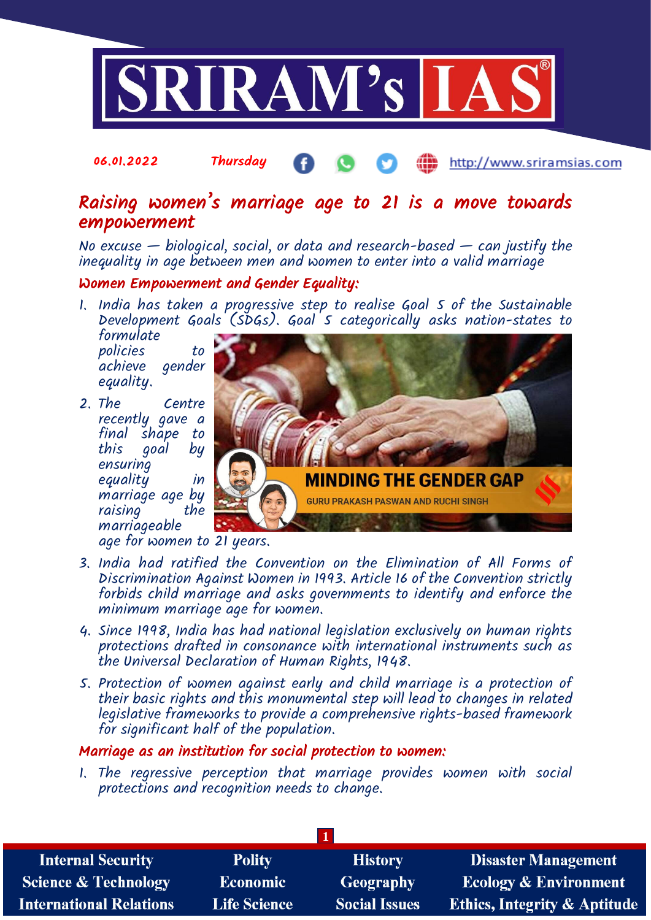06.01.2022 Thursday http://www.sriramsias.com

# Raising women's marriage age to 21 is a move towards empowerment

*No excuse — biological, social, or data and research-based — can justify the inequality in age between men and women to enter into a valid marriage*

## Women Empowerment and Gender Equality:

1. India has taken a progressive step to realise Goal 5 of the Sustainable Development Goals (SDGs). Goal 5 categorically asks nation-states to formulate policies to achieve gender equality.
2. The Centre recently gave a final shape to this goal by ensuring equality in marriage age by raising the marriageable age for women to 21 years.
3. India had ratified the Convention on the Elimination of All Forms of Discrimination Against Women in 1993. Article 16 of the Convention strictly forbids child marriage and asks governments to identify and enforce the minimum marriage age for women.
4. Since 1998, India has had national legislation exclusively on human rights protections drafted in consonance with international instruments such as the Universal Declaration of Human Rights, 1948.
5. Protection of women against early and child marriage is a protection of their basic rights and this monumental step will lead to changes in related legislative frameworks to provide a comprehensive rights-based framework for significant half of the population.

## Marriage as an institution for social protection to women:

1. The regressive perception that marriage provides women with social protections and recognition needs to change.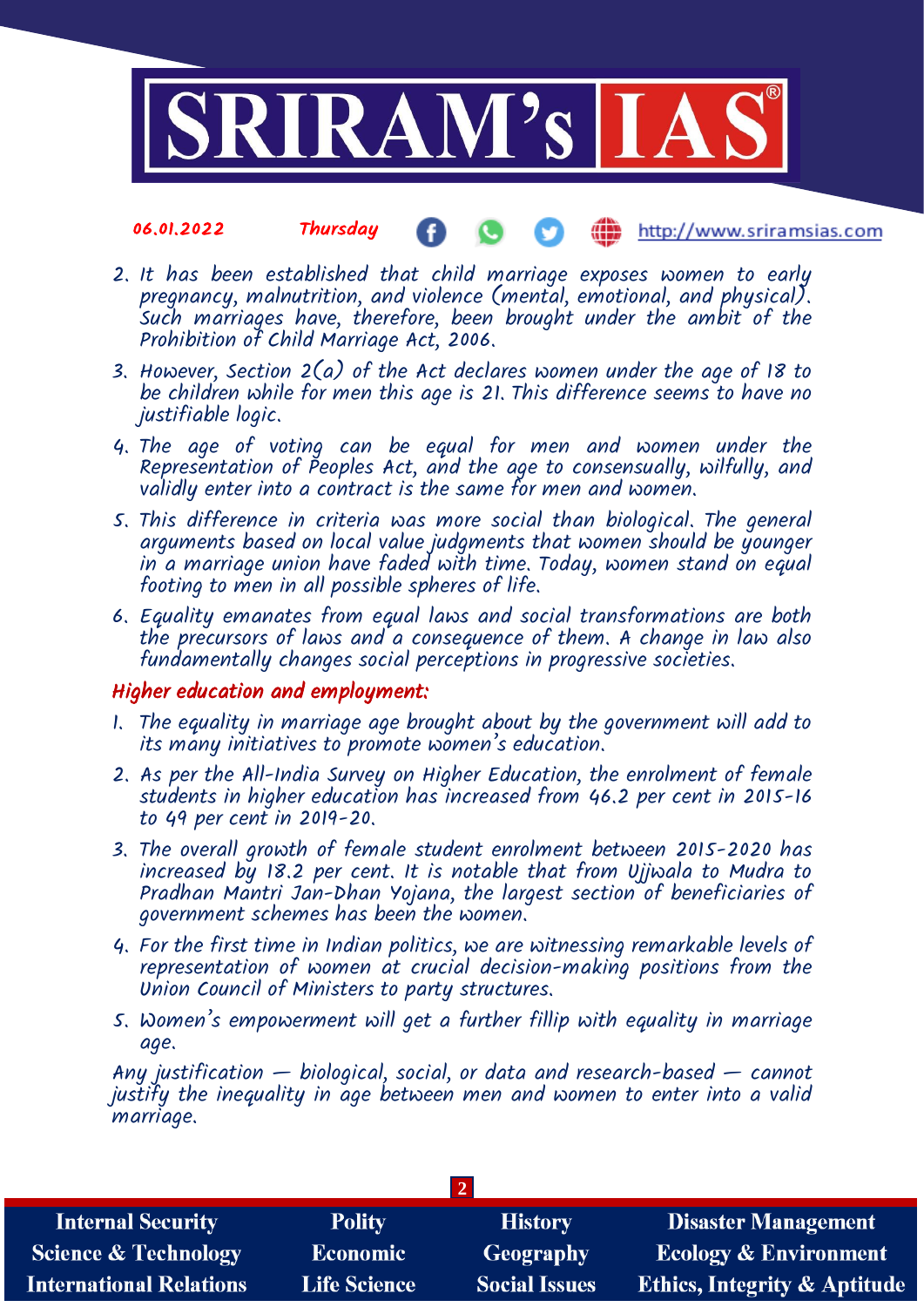2. It has been established that child marriage exposes women to early pregnancy, malnutrition, and violence (mental, emotional, and physical). Such marriages have, therefore, been brought under the ambit of the Prohibition of Child Marriage Act, 2006.
3. However, Section 2(a) of the Act declares women under the age of 18 to be children while for men this age is 21. This difference seems to have no justifiable logic.
4. The age of voting can be equal for men and women under the Representation of Peoples Act, and the age to consensually, wilfully, and validly enter into a contract is the same for men and women.
5. This difference in criteria was more social than biological. The general arguments based on local value judgments that women should be younger in a marriage union have faded with time. Today, women stand on equal footing to men in all possible spheres of life.
6. Equality emanates from equal laws and social transformations are both the precursors of laws and a consequence of them. A change in law also fundamentally changes social perceptions in progressive societies.

### Higher education and employment:

1. The equality in marriage age brought about by the government will add to its many initiatives to promote women's education.
2. As per the All-India Survey on Higher Education, the enrolment of female students in higher education has increased from 46.2 per cent in 2015-16 to 49 per cent in 2019-20.
3. The overall growth of female student enrolment between 2015-2020 has increased by 18.2 per cent. It is notable that from Ujjwala to Mudra to Pradhan Mantri Jan-Dhan Yojana, the largest section of beneficiaries of government schemes has been the women.
4. For the first time in Indian politics, we are witnessing remarkable levels of representation of women at crucial decision-making positions from the Union Council of Ministers to party structures.
5. Women's empowerment will get a further fillip with equality in marriage age.

Any justification — biological, social, or data and research-based — cannot justify the inequality in age between men and women to enter into a valid marriage.